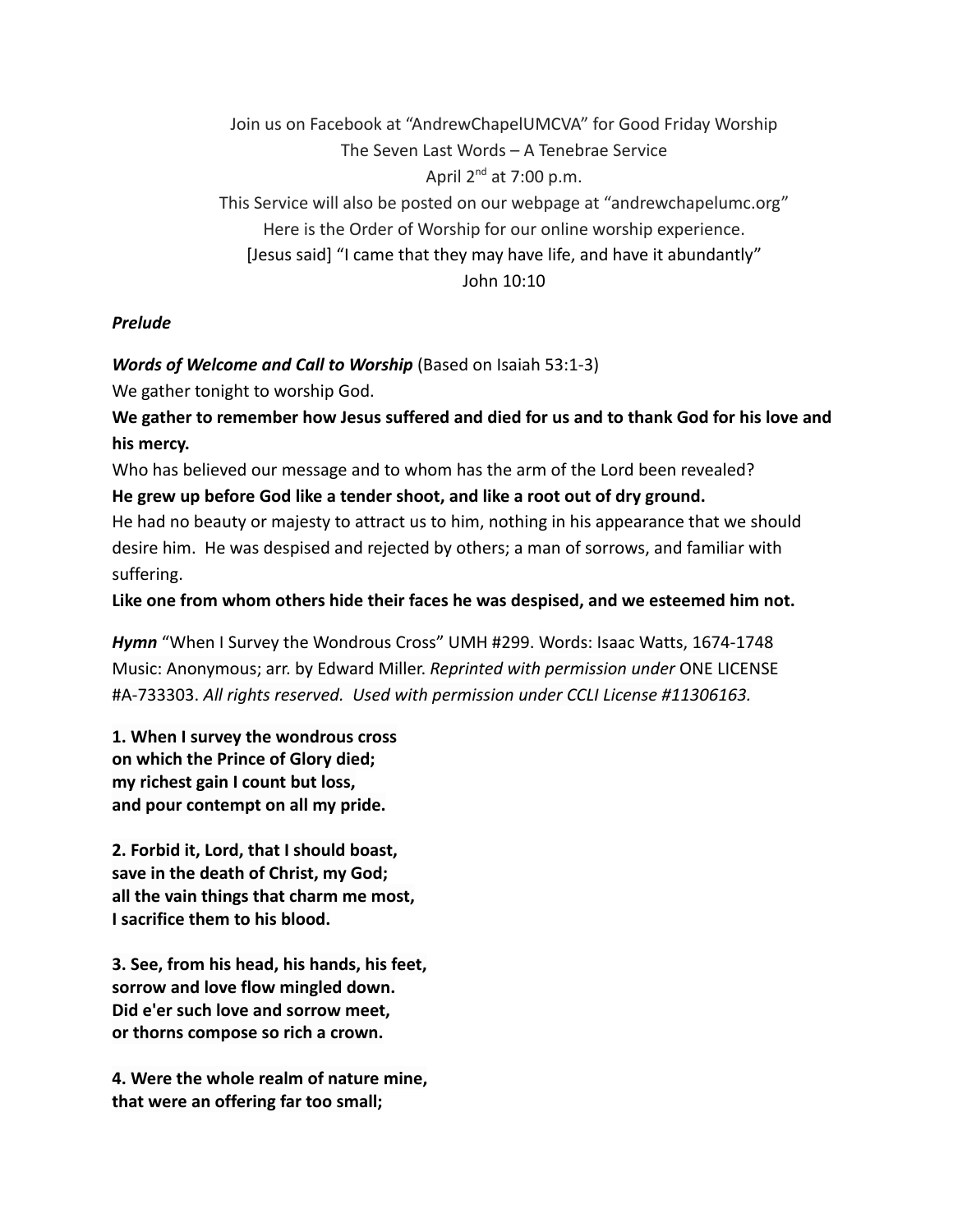Join us on Facebook at "AndrewChapelUMCVA" for Good Friday Worship
The Seven Last Words – A Tenebrae Service
April 2nd at 7:00 p.m.
This Service will also be posted on our webpage at "andrewchapelumc.org"
Here is the Order of Worship for our online worship experience.
[Jesus said] "I came that they may have life, and have it abundantly"
John 10:10

***Prelude***

***Words of Welcome and Call to Worship*** (Based on Isaiah 53:1-3)

We gather tonight to worship God.

**We gather to remember how Jesus suffered and died for us and to thank God for his love and his mercy.**

Who has believed our message and to whom has the arm of the Lord been revealed?

**He grew up before God like a tender shoot, and like a root out of dry ground.**

He had no beauty or majesty to attract us to him, nothing in his appearance that we should desire him. He was despised and rejected by others; a man of sorrows, and familiar with suffering.

**Like one from whom others hide their faces he was despised, and we esteemed him not.**

***Hymn*** "When I Survey the Wondrous Cross" UMH #299. Words: Isaac Watts, 1674-1748 Music: Anonymous; arr. by Edward Miller. *Reprinted with permission under* ONE LICENSE #A-733303. *All rights reserved. Used with permission under CCLI License #11306163.*

**1. When I survey the wondrous cross
on which the Prince of Glory died;
my richest gain I count but loss,
and pour contempt on all my pride.**

**2. Forbid it, Lord, that I should boast,
save in the death of Christ, my God;
all the vain things that charm me most,
I sacrifice them to his blood.**

**3. See, from his head, his hands, his feet,
sorrow and love flow mingled down.
Did e'er such love and sorrow meet,
or thorns compose so rich a crown.**

**4. Were the whole realm of nature mine,
that were an offering far too small;**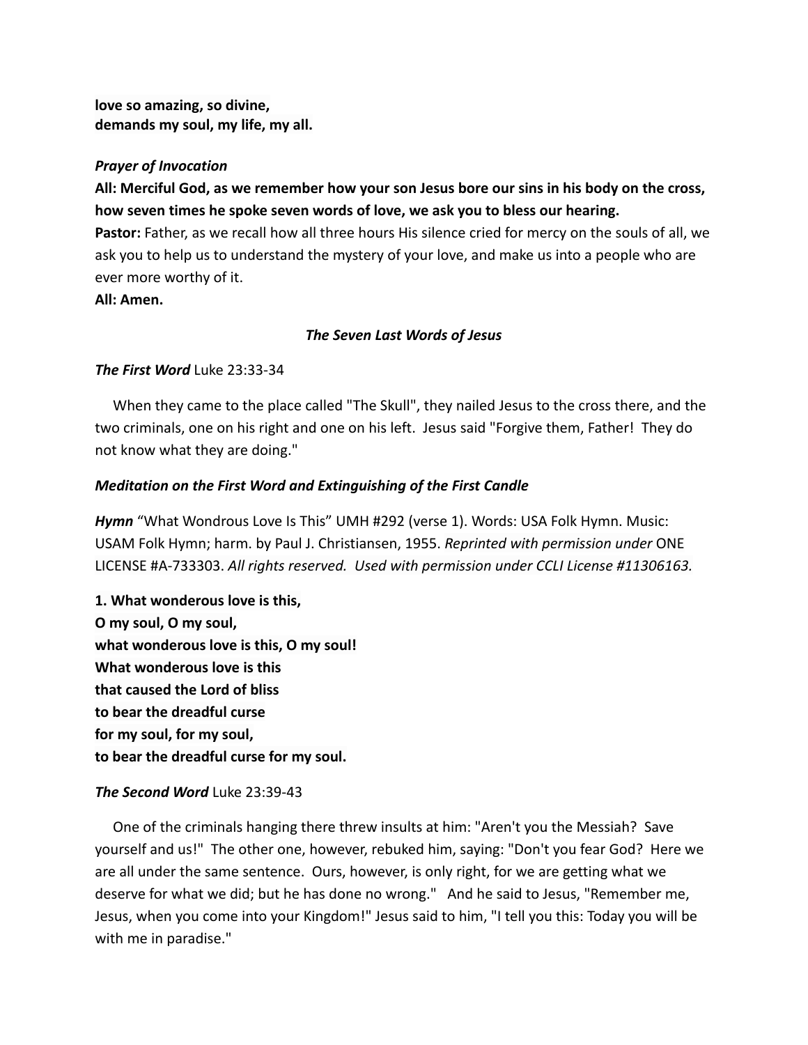**love so amazing, so divine,**
**demands my soul, my life, my all.**

***Prayer of Invocation***

**All: Merciful God, as we remember how your son Jesus bore our sins in his body on the cross, how seven times he spoke seven words of love, we ask you to bless our hearing.**

**Pastor:** Father, as we recall how all three hours His silence cried for mercy on the souls of all, we ask you to help us to understand the mystery of your love, and make us into a people who are ever more worthy of it.

**All: Amen.**

***The Seven Last Words of Jesus***

***The First Word*** Luke 23:33-34

When they came to the place called "The Skull", they nailed Jesus to the cross there, and the two criminals, one on his right and one on his left. Jesus said "Forgive them, Father! They do not know what they are doing."

***Meditation on the First Word and Extinguishing of the First Candle***

***Hymn*** "What Wondrous Love Is This" UMH #292 (verse 1). Words: USA Folk Hymn. Music: USAM Folk Hymn; harm. by Paul J. Christiansen, 1955. *Reprinted with permission under* ONE LICENSE #A-733303. *All rights reserved. Used with permission under CCLI License #11306163.*

**1. What wonderous love is this,**
**O my soul, O my soul,**
**what wonderous love is this, O my soul!**
**What wonderous love is this**
**that caused the Lord of bliss**
**to bear the dreadful curse**
**for my soul, for my soul,**
**to bear the dreadful curse for my soul.**

***The Second Word*** Luke 23:39-43

One of the criminals hanging there threw insults at him: "Aren't you the Messiah? Save yourself and us!" The other one, however, rebuked him, saying: "Don't you fear God? Here we are all under the same sentence. Ours, however, is only right, for we are getting what we deserve for what we did; but he has done no wrong." And he said to Jesus, "Remember me, Jesus, when you come into your Kingdom!" Jesus said to him, "I tell you this: Today you will be with me in paradise."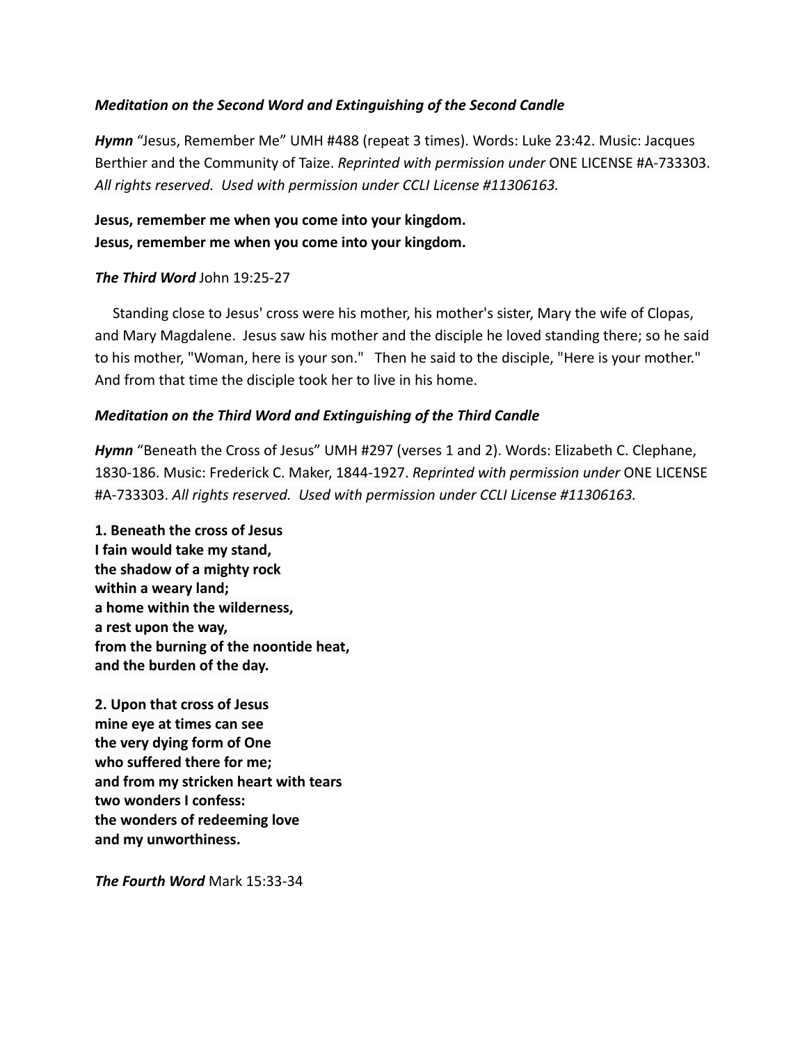***Meditation on the Second Word and Extinguishing of the Second Candle***

***Hymn*** "Jesus, Remember Me" UMH #488 (repeat 3 times). Words: Luke 23:42. Music: Jacques Berthier and the Community of Taize. *Reprinted with permission under* ONE LICENSE #A-733303. *All rights reserved. Used with permission under CCLI License #11306163.*

**Jesus, remember me when you come into your kingdom.**
**Jesus, remember me when you come into your kingdom.**

***The Third Word*** John 19:25-27

Standing close to Jesus' cross were his mother, his mother's sister, Mary the wife of Clopas, and Mary Magdalene. Jesus saw his mother and the disciple he loved standing there; so he said to his mother, "Woman, here is your son." Then he said to the disciple, "Here is your mother." And from that time the disciple took her to live in his home.

***Meditation on the Third Word and Extinguishing of the Third Candle***

***Hymn*** "Beneath the Cross of Jesus" UMH #297 (verses 1 and 2). Words: Elizabeth C. Clephane, 1830-186. Music: Frederick C. Maker, 1844-1927. *Reprinted with permission under* ONE LICENSE #A-733303. *All rights reserved. Used with permission under CCLI License #11306163.*

**1. Beneath the cross of Jesus**
**I fain would take my stand,**
**the shadow of a mighty rock**
**within a weary land;**
**a home within the wilderness,**
**a rest upon the way,**
**from the burning of the noontide heat,**
**and the burden of the day.**

**2. Upon that cross of Jesus**
**mine eye at times can see**
**the very dying form of One**
**who suffered there for me;**
**and from my stricken heart with tears**
**two wonders I confess:**
**the wonders of redeeming love**
**and my unworthiness.**

***The Fourth Word*** Mark 15:33-34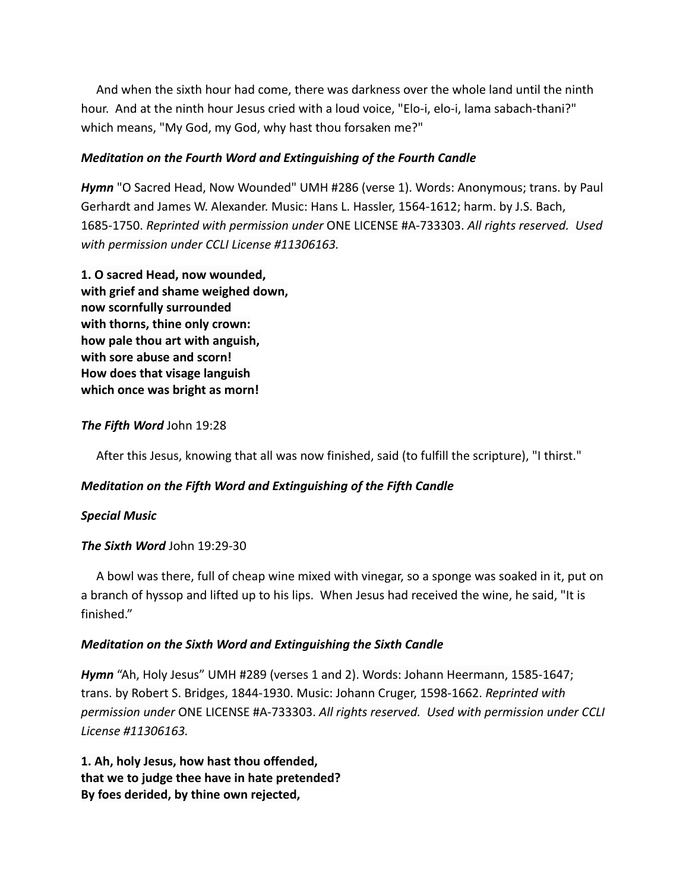And when the sixth hour had come, there was darkness over the whole land until the ninth hour. And at the ninth hour Jesus cried with a loud voice, "Elo-i, elo-i, lama sabach-thani?" which means, "My God, my God, why hast thou forsaken me?"

***Meditation on the Fourth Word and Extinguishing of the Fourth Candle***

***Hymn*** "O Sacred Head, Now Wounded" UMH #286 (verse 1). Words: Anonymous; trans. by Paul Gerhardt and James W. Alexander. Music: Hans L. Hassler, 1564-1612; harm. by J.S. Bach, 1685-1750. *Reprinted with permission under* ONE LICENSE #A-733303. *All rights reserved. Used with permission under CCLI License #11306163.*

**1. O sacred Head, now wounded,**
**with grief and shame weighed down,**
**now scornfully surrounded**
**with thorns, thine only crown:**
**how pale thou art with anguish,**
**with sore abuse and scorn!**
**How does that visage languish**
**which once was bright as morn!**

***The Fifth Word*** John 19:28

After this Jesus, knowing that all was now finished, said (to fulfill the scripture), "I thirst."

***Meditation on the Fifth Word and Extinguishing of the Fifth Candle***

***Special Music***

***The Sixth Word*** John 19:29-30

A bowl was there, full of cheap wine mixed with vinegar, so a sponge was soaked in it, put on a branch of hyssop and lifted up to his lips. When Jesus had received the wine, he said, "It is finished."

***Meditation on the Sixth Word and Extinguishing the Sixth Candle***

***Hymn*** "Ah, Holy Jesus" UMH #289 (verses 1 and 2). Words: Johann Heermann, 1585-1647; trans. by Robert S. Bridges, 1844-1930. Music: Johann Cruger, 1598-1662. *Reprinted with permission under* ONE LICENSE #A-733303. *All rights reserved. Used with permission under CCLI License #11306163.*

**1. Ah, holy Jesus, how hast thou offended,**
**that we to judge thee have in hate pretended?**
**By foes derided, by thine own rejected,**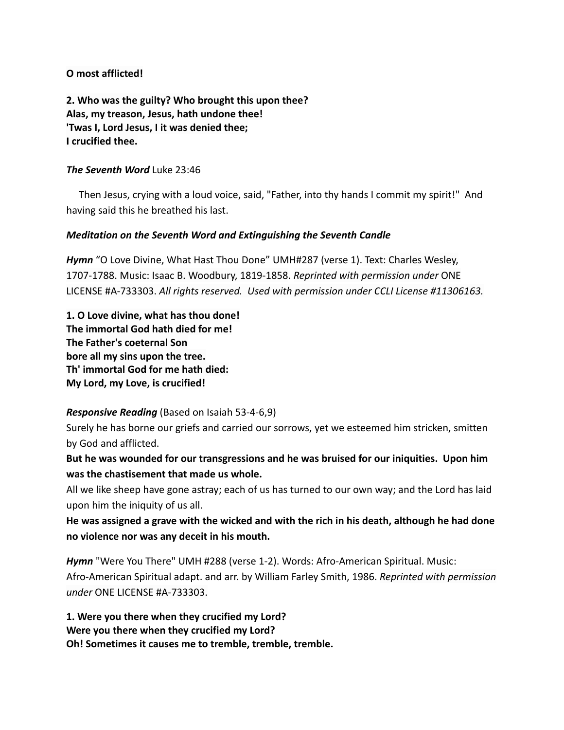**O most afflicted!**

**2. Who was the guilty? Who brought this upon thee?**
**Alas, my treason, Jesus, hath undone thee!**
**'Twas I, Lord Jesus, I it was denied thee;**
**I crucified thee.**

***The Seventh Word*** Luke 23:46

Then Jesus, crying with a loud voice, said, "Father, into thy hands I commit my spirit!" And having said this he breathed his last.

***Meditation on the Seventh Word and Extinguishing the Seventh Candle***

***Hymn*** "O Love Divine, What Hast Thou Done" UMH#287 (verse 1). Text: Charles Wesley, 1707-1788. Music: Isaac B. Woodbury, 1819-1858. *Reprinted with permission under* ONE LICENSE #A-733303. *All rights reserved. Used with permission under CCLI License #11306163.*

**1. O Love divine, what has thou done!**
**The immortal God hath died for me!**
**The Father's coeternal Son**
**bore all my sins upon the tree.**
**Th' immortal God for me hath died:**
**My Lord, my Love, is crucified!**

***Responsive Reading*** (Based on Isaiah 53-4-6,9)

Surely he has borne our griefs and carried our sorrows, yet we esteemed him stricken, smitten by God and afflicted.

**But he was wounded for our transgressions and he was bruised for our iniquities. Upon him was the chastisement that made us whole.**

All we like sheep have gone astray; each of us has turned to our own way; and the Lord has laid upon him the iniquity of us all.

**He was assigned a grave with the wicked and with the rich in his death, although he had done no violence nor was any deceit in his mouth.**

***Hymn*** "Were You There" UMH #288 (verse 1-2). Words: Afro-American Spiritual. Music: Afro-American Spiritual adapt. and arr. by William Farley Smith, 1986. *Reprinted with permission under* ONE LICENSE #A-733303.

**1. Were you there when they crucified my Lord?**
**Were you there when they crucified my Lord?**
**Oh! Sometimes it causes me to tremble, tremble, tremble.**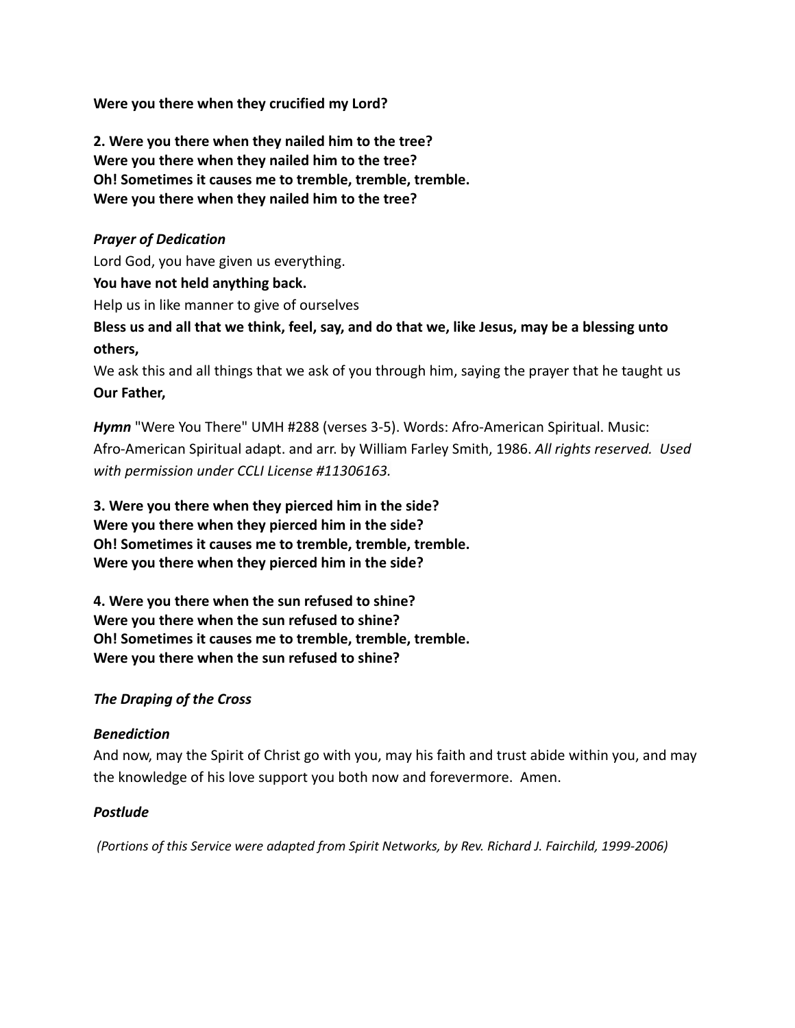**Were you there when they crucified my Lord?**

**2. Were you there when they nailed him to the tree?**
**Were you there when they nailed him to the tree?**
**Oh! Sometimes it causes me to tremble, tremble, tremble.**
**Were you there when they nailed him to the tree?**

***Prayer of Dedication***

Lord God, you have given us everything.

**You have not held anything back.**

Help us in like manner to give of ourselves

**Bless us and all that we think, feel, say, and do that we, like Jesus, may be a blessing unto others,**

We ask this and all things that we ask of you through him, saying the prayer that he taught us

**Our Father,**

***Hymn*** "Were You There" UMH #288 (verses 3-5). Words: Afro-American Spiritual. Music: Afro-American Spiritual adapt. and arr. by William Farley Smith, 1986. *All rights reserved. Used with permission under CCLI License #11306163.*

**3. Were you there when they pierced him in the side?**
**Were you there when they pierced him in the side?**
**Oh! Sometimes it causes me to tremble, tremble, tremble.**
**Were you there when they pierced him in the side?**

**4. Were you there when the sun refused to shine?**
**Were you there when the sun refused to shine?**
**Oh! Sometimes it causes me to tremble, tremble, tremble.**
**Were you there when the sun refused to shine?**

***The Draping of the Cross***

***Benediction***

And now, may the Spirit of Christ go with you, may his faith and trust abide within you, and may the knowledge of his love support you both now and forevermore. Amen.

***Postlude***

*(Portions of this Service were adapted from Spirit Networks, by Rev. Richard J. Fairchild, 1999-2006)*